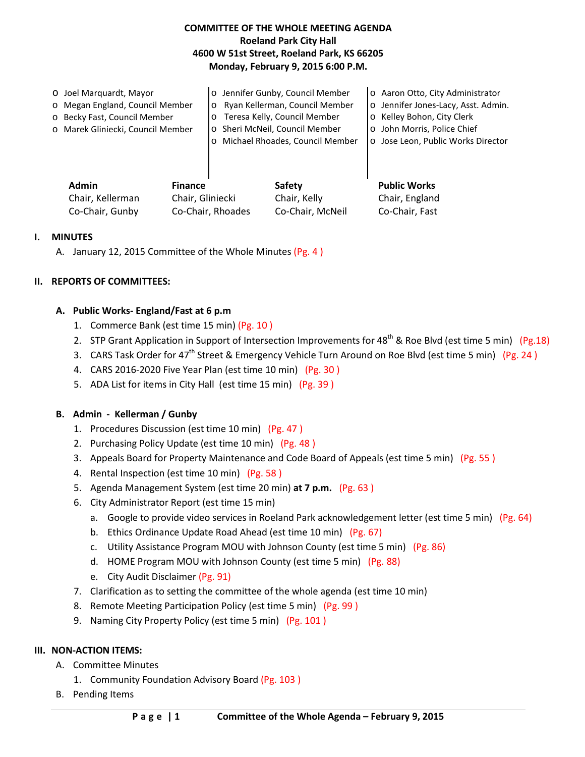# COMMITTEE OF THE WHOLE MEETING AGENDA
**Roeland Park City Hall**
**4600 W 51st Street, Roeland Park, KS 66205**
**Monday, February 9, 2015 6:00 P.M.**

- o Joel Marquardt, Mayor
- o Megan England, Council Member
- o Becky Fast, Council Member
- o Marek Gliniecki, Council Member
- o Jennifer Gunby, Council Member
- o Ryan Kellerman, Council Member
- o Teresa Kelly, Council Member
- o Sheri McNeil, Council Member
- o Michael Rhoades, Council Member
- o Aaron Otto, City Administrator
- o Jennifer Jones-Lacy, Asst. Admin.
- o Kelley Bohon, City Clerk
- o John Morris, Police Chief
- o Jose Leon, Public Works Director

| **Admin** | **Finance** | **Safety** | **Public Works** |
|---|---|---|---|
| Chair, Kellerman | Chair, Gliniecki | Chair, Kelly | Chair, England |
| Co-Chair, Gunby | Co-Chair, Rhoades | Co-Chair, McNeil | Co-Chair, Fast |

## I. MINUTES

A. January 12, 2015 Committee of the Whole Minutes (Pg. 4 )

## II. REPORTS OF COMMITTEES:

### A. Public Works- England/Fast at 6 p.m

1. Commerce Bank (est time 15 min) (Pg. 10 )
2. STP Grant Application in Support of Intersection Improvements for 48th & Roe Blvd (est time 5 min) (Pg.18)
3. CARS Task Order for 47th Street & Emergency Vehicle Turn Around on Roe Blvd (est time 5 min) (Pg. 24 )
4. CARS 2016-2020 Five Year Plan (est time 10 min) (Pg. 30 )
5. ADA List for items in City Hall (est time 15 min) (Pg. 39 )

### B. Admin - Kellerman / Gunby

1. Procedures Discussion (est time 10 min) (Pg. 47 )
2. Purchasing Policy Update (est time 10 min) (Pg. 48 )
3. Appeals Board for Property Maintenance and Code Board of Appeals (est time 5 min) (Pg. 55 )
4. Rental Inspection (est time 10 min) (Pg. 58 )
5. Agenda Management System (est time 20 min) **at 7 p.m.** (Pg. 63 )
6. City Administrator Report (est time 15 min)
   a. Google to provide video services in Roeland Park acknowledgement letter (est time 5 min) (Pg. 64)
   b. Ethics Ordinance Update Road Ahead (est time 10 min) (Pg. 67)
   c. Utility Assistance Program MOU with Johnson County (est time 5 min) (Pg. 86)
   d. HOME Program MOU with Johnson County (est time 5 min) (Pg. 88)
   e. City Audit Disclaimer (Pg. 91)
7. Clarification as to setting the committee of the whole agenda (est time 10 min)
8. Remote Meeting Participation Policy (est time 5 min) (Pg. 99 )
9. Naming City Property Policy (est time 5 min) (Pg. 101 )

## III. NON-ACTION ITEMS:

A. Committee Minutes

1. Community Foundation Advisory Board (Pg. 103 )

B. Pending Items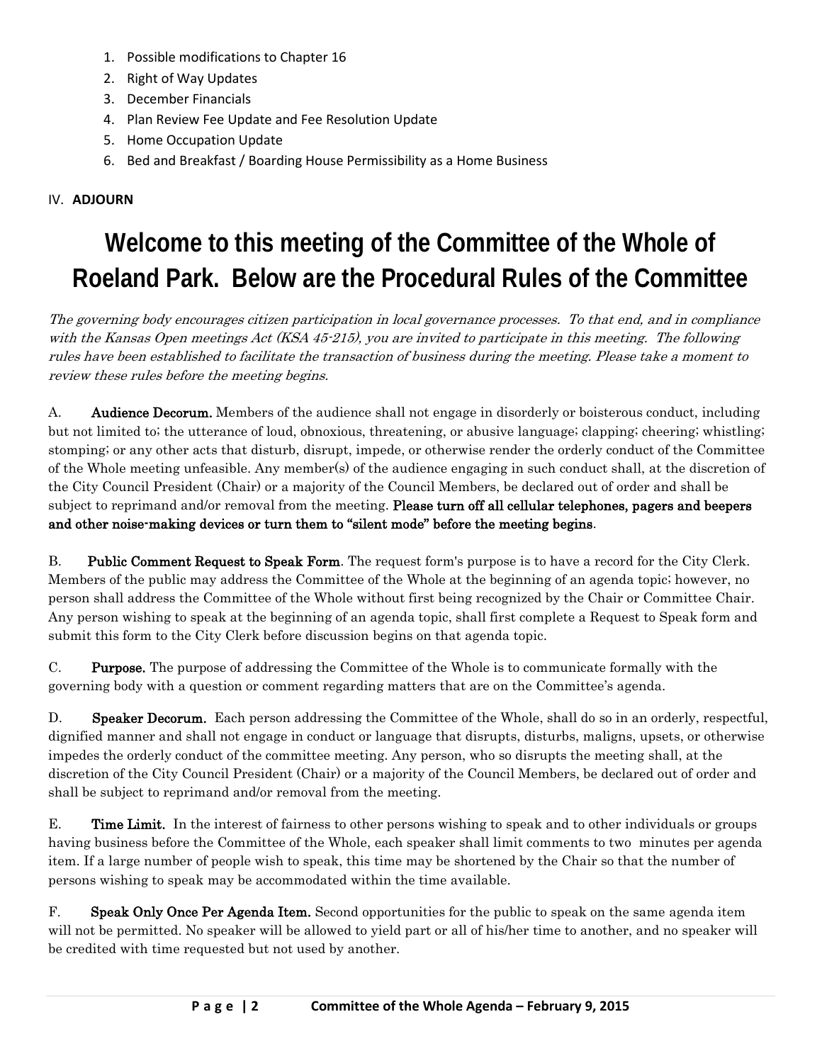1. Possible modifications to Chapter 16
2. Right of Way Updates
3. December Financials
4. Plan Review Fee Update and Fee Resolution Update
5. Home Occupation Update
6. Bed and Breakfast / Boarding House Permissibility as a Home Business

IV. **ADJOURN**

# Welcome to this meeting of the Committee of the Whole of Roeland Park. Below are the Procedural Rules of the Committee

*The governing body encourages citizen participation in local governance processes. To that end, and in compliance with the Kansas Open meetings Act (KSA 45-215), you are invited to participate in this meeting. The following rules have been established to facilitate the transaction of business during the meeting. Please take a moment to review these rules before the meeting begins.*

A. **Audience Decorum.** Members of the audience shall not engage in disorderly or boisterous conduct, including but not limited to; the utterance of loud, obnoxious, threatening, or abusive language; clapping; cheering; whistling; stomping; or any other acts that disturb, disrupt, impede, or otherwise render the orderly conduct of the Committee of the Whole meeting unfeasible. Any member(s) of the audience engaging in such conduct shall, at the discretion of the City Council President (Chair) or a majority of the Council Members, be declared out of order and shall be subject to reprimand and/or removal from the meeting. **Please turn off all cellular telephones, pagers and beepers and other noise-making devices or turn them to "silent mode" before the meeting begins**.

B. **Public Comment Request to Speak Form**. The request form's purpose is to have a record for the City Clerk. Members of the public may address the Committee of the Whole at the beginning of an agenda topic; however, no person shall address the Committee of the Whole without first being recognized by the Chair or Committee Chair. Any person wishing to speak at the beginning of an agenda topic, shall first complete a Request to Speak form and submit this form to the City Clerk before discussion begins on that agenda topic.

C. **Purpose.** The purpose of addressing the Committee of the Whole is to communicate formally with the governing body with a question or comment regarding matters that are on the Committee's agenda.

D. **Speaker Decorum.** Each person addressing the Committee of the Whole, shall do so in an orderly, respectful, dignified manner and shall not engage in conduct or language that disrupts, disturbs, maligns, upsets, or otherwise impedes the orderly conduct of the committee meeting. Any person, who so disrupts the meeting shall, at the discretion of the City Council President (Chair) or a majority of the Council Members, be declared out of order and shall be subject to reprimand and/or removal from the meeting.

E. **Time Limit.** In the interest of fairness to other persons wishing to speak and to other individuals or groups having business before the Committee of the Whole, each speaker shall limit comments to two minutes per agenda item. If a large number of people wish to speak, this time may be shortened by the Chair so that the number of persons wishing to speak may be accommodated within the time available.

F. **Speak Only Once Per Agenda Item.** Second opportunities for the public to speak on the same agenda item will not be permitted. No speaker will be allowed to yield part or all of his/her time to another, and no speaker will be credited with time requested but not used by another.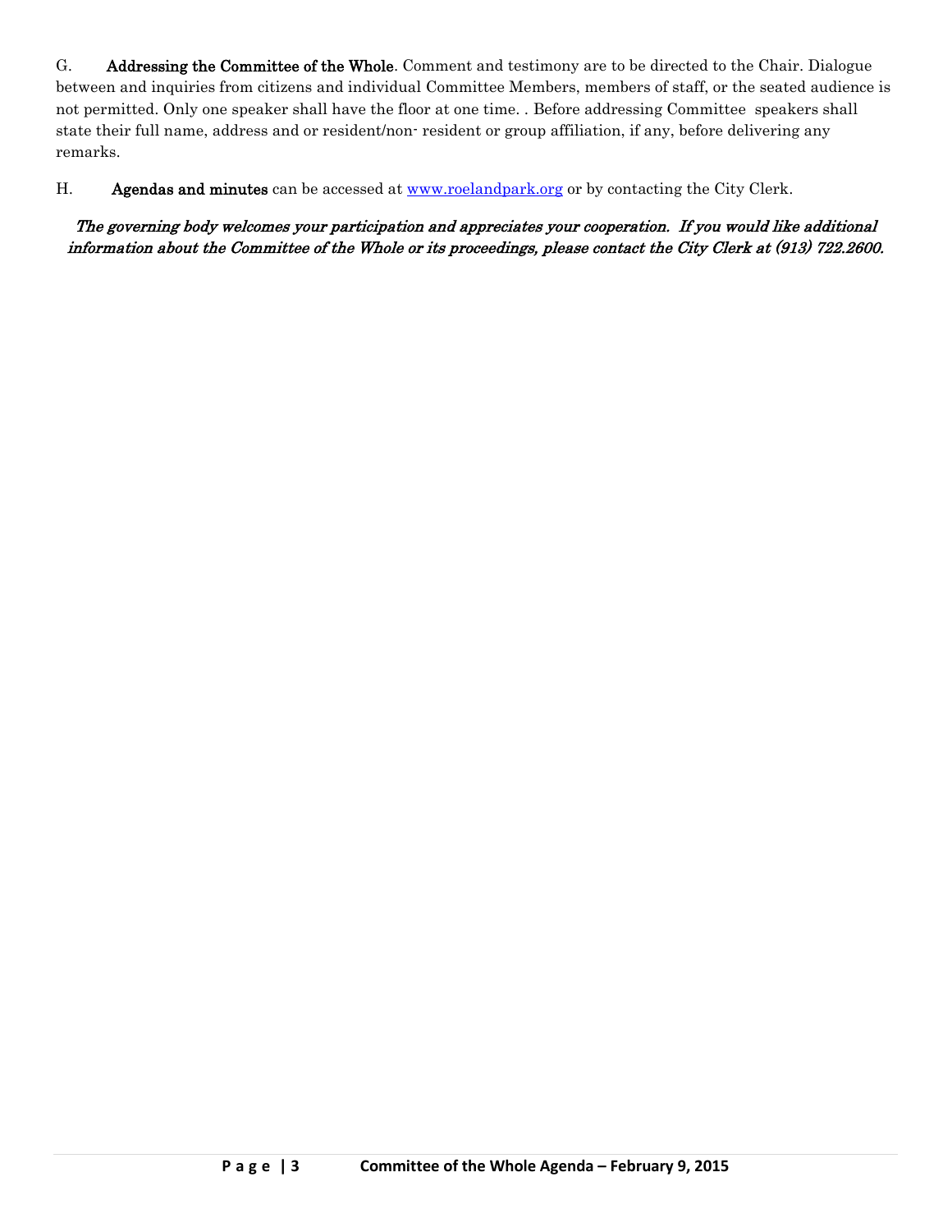G. **Addressing the Committee of the Whole**. Comment and testimony are to be directed to the Chair. Dialogue between and inquiries from citizens and individual Committee Members, members of staff, or the seated audience is not permitted. Only one speaker shall have the floor at one time. . Before addressing Committee speakers shall state their full name, address and or resident/non- resident or group affiliation, if any, before delivering any remarks.

H. **Agendas and minutes** can be accessed at [www.roelandpark.org](http://www.roelandpark.org) or by contacting the City Clerk.

*The governing body welcomes your participation and appreciates your cooperation. If you would like additional information about the Committee of the Whole or its proceedings, please contact the City Clerk at (913) 722.2600.*